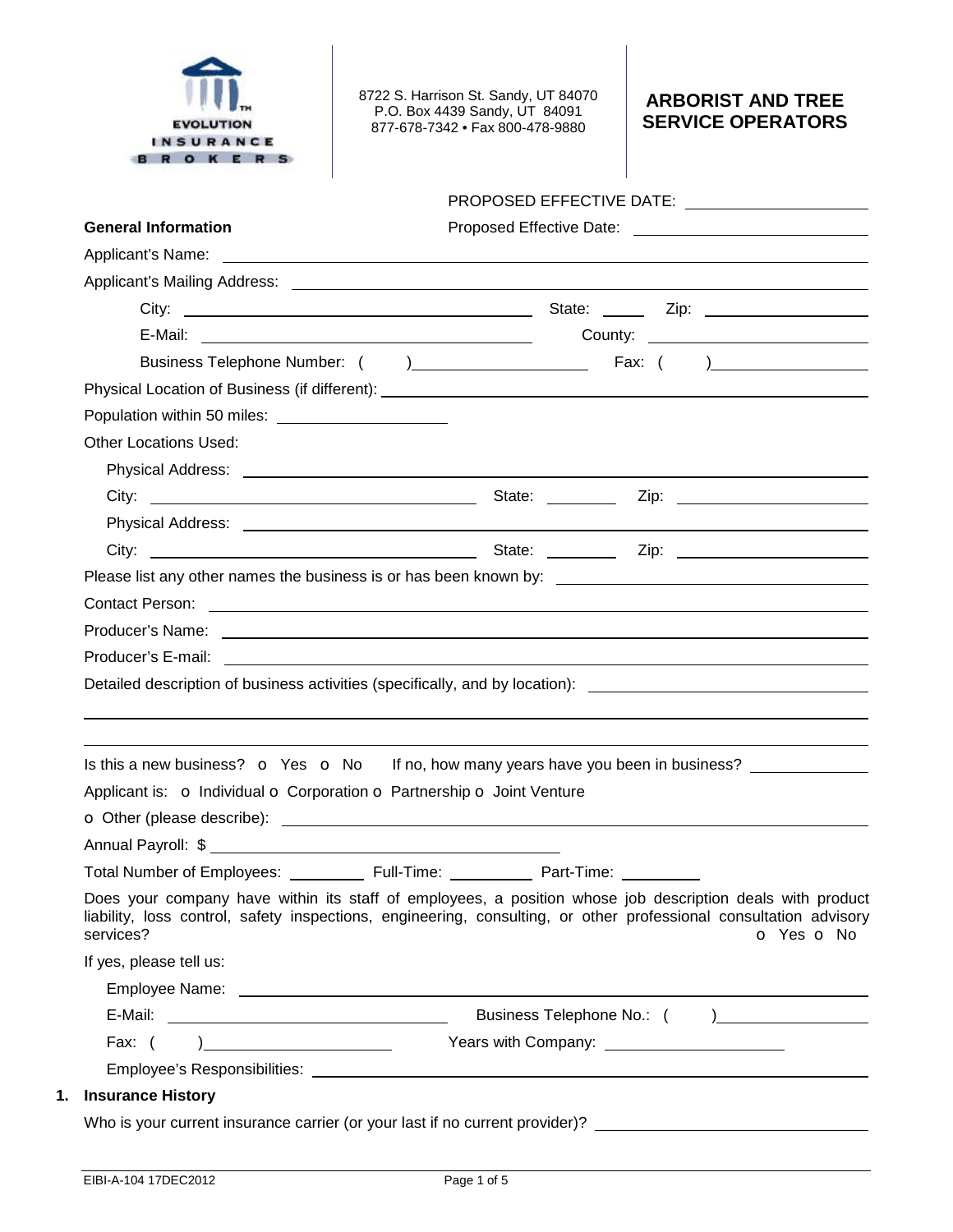EVOLUTION INSURANCE BROKERS

8722 S. Harrison St. Sandy, UT 84070
P.O. Box 4439 Sandy, UT 84091
877-678-7342 • Fax 800-478-9880

# ARBORIST AND TREE SERVICE OPERATORS

PROPOSED EFFECTIVE DATE: ____________________

**General Information** Proposed Effective Date: ____________________

Applicant's Name: ____________________

Applicant's Mailing Address: ____________________

City: ____________________ State: ______ Zip: ____________________

E-Mail: ____________________ County: ____________________

Business Telephone Number: ( ) ____________________ Fax: ( ) ____________________

Physical Location of Business (if different): ____________________

Population within 50 miles: ____________________

Other Locations Used:

Physical Address: ____________________

City: ____________________ State: ________ Zip: ____________________

Physical Address: ____________________

City: ____________________ State: ________ Zip: ____________________

Please list any other names the business is or has been known by: ____________________

Contact Person: ____________________

Producer's Name: ____________________

Producer's E-mail: ____________________

Detailed description of business activities (specifically, and by location): ____________________

____________________

____________________

Is this a new business? o Yes o No If no, how many years have you been in business? ____________

Applicant is: o Individual o Corporation o Partnership o Joint Venture

o Other (please describe): ____________________

Annual Payroll: $ ____________________

Total Number of Employees: _________ Full-Time: _________ Part-Time: _________

Does your company have within its staff of employees, a position whose job description deals with product liability, loss control, safety inspections, engineering, consulting, or other professional consultation advisory services? o Yes o No

If yes, please tell us:

Employee Name: ____________________

E-Mail: ____________________ Business Telephone No.: ( ) ____________________

Fax: ( ) ____________________ Years with Company: ____________________

Employee's Responsibilities: ____________________

## 1. Insurance History

Who is your current insurance carrier (or your last if no current provider)? ____________________

EIBI-A-104 17DEC2012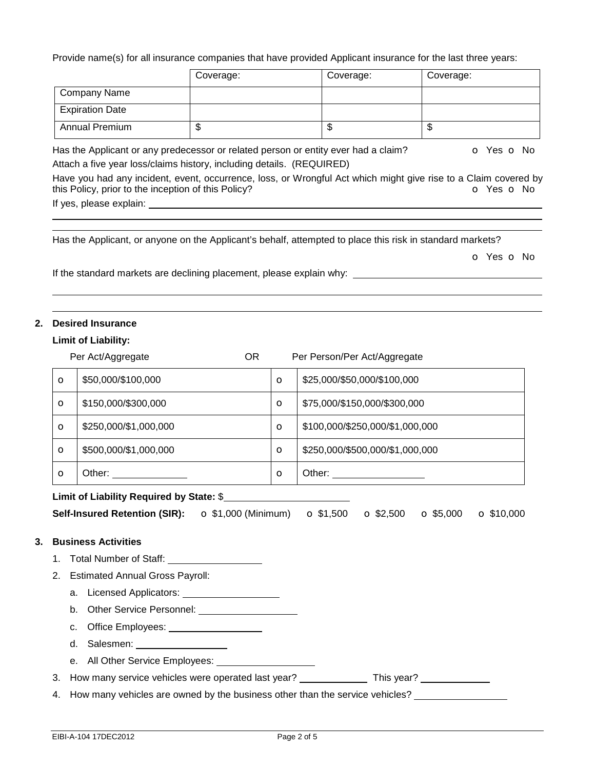Provide name(s) for all insurance companies that have provided Applicant insurance for the last three years:

| | Coverage: | Coverage: | Coverage: |
|---|---|---|---|
| Company Name | | | |
| Expiration Date | | | |
| Annual Premium | $ | $ | $ |

Has the Applicant or any predecessor or related person or entity ever had a claim? o Yes o No

Attach a five year loss/claims history, including details. (REQUIRED)

Have you had any incident, event, occurrence, loss, or Wrongful Act which might give rise to a Claim covered by this Policy, prior to the inception of this Policy? o Yes o No

If yes, please explain: ______________________________

Has the Applicant, or anyone on the Applicant's behalf, attempted to place this risk in standard markets?

o Yes o No

If the standard markets are declining placement, please explain why: ______________________________

## 2. Desired Insurance

**Limit of Liability:**

| | Per Act/Aggregate | | Per Person/Per Act/Aggregate |
|---|---|---|---|
| o | $50,000/$100,000 | o | $25,000/$50,000/$100,000 |
| o | $150,000/$300,000 | o | $75,000/$150,000/$300,000 |
| o | $250,000/$1,000,000 | o | $100,000/$250,000/$1,000,000 |
| o | $500,000/$1,000,000 | o | $250,000/$500,000/$1,000,000 |
| o | Other: ____________ | o | Other: ____________ |

(Per Act/Aggregate OR Per Person/Per Act/Aggregate)

**Limit of Liability Required by State:** $____________________

**Self-Insured Retention (SIR):** o $1,000 (Minimum) o $1,500 o $2,500 o $5,000 o $10,000

## 3. Business Activities

1. Total Number of Staff: ______________
2. Estimated Annual Gross Payroll:
   a. Licensed Applicators: ______________
   b. Other Service Personnel: ______________
   c. Office Employees: ______________
   d. Salesmen: ______________
   e. All Other Service Employees: ______________
3. How many service vehicles were operated last year? __________ This year? __________
4. How many vehicles are owned by the business other than the service vehicles? ______________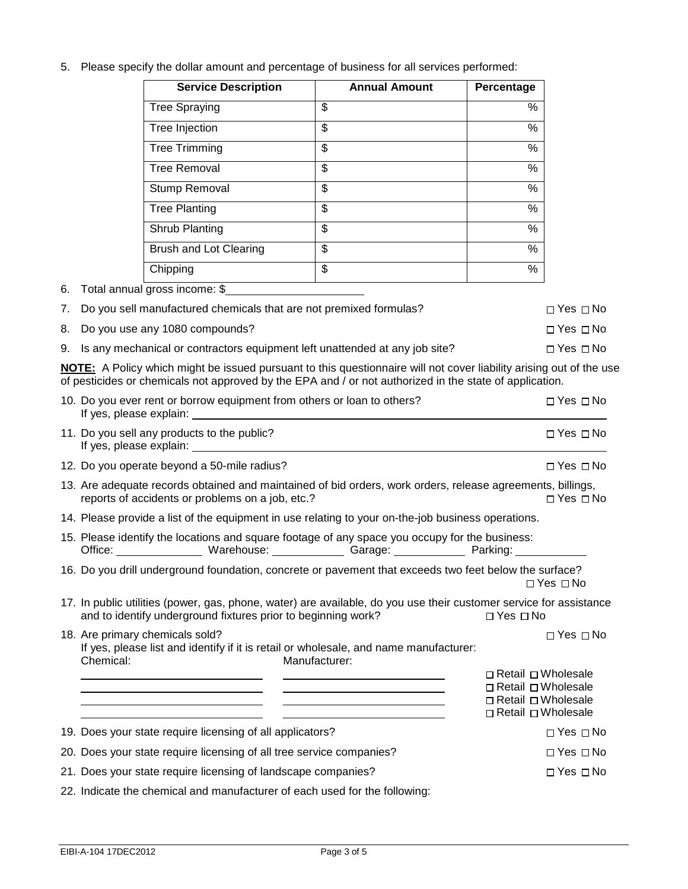5. Please specify the dollar amount and percentage of business for all services performed:

| Service Description | Annual Amount | Percentage |
|---|---|---|
| Tree Spraying | $ | % |
| Tree Injection | $ | % |
| Tree Trimming | $ | % |
| Tree Removal | $ | % |
| Stump Removal | $ | % |
| Tree Planting | $ | % |
| Shrub Planting | $ | % |
| Brush and Lot Clearing | $ | % |
| Chipping | $ | % |

6. Total annual gross income: $____________________

7. Do you sell manufactured chemicals that are not premixed formulas? ☐ Yes ☐ No

8. Do you use any 1080 compounds? ☐ Yes ☐ No

9. Is any mechanical or contractors equipment left unattended at any job site? ☐ Yes ☐ No

**NOTE:** A Policy which might be issued pursuant to this questionnaire will not cover liability arising out of the use of pesticides or chemicals not approved by the EPA and / or not authorized in the state of application.

10. Do you ever rent or borrow equipment from others or loan to others? ☐ Yes ☐ No
    If yes, please explain: ____________________

11. Do you sell any products to the public? ☐ Yes ☐ No
    If yes, please explain: ____________________

12. Do you operate beyond a 50-mile radius? ☐ Yes ☐ No

13. Are adequate records obtained and maintained of bid orders, work orders, release agreements, billings, reports of accidents or problems on a job, etc.? ☐ Yes ☐ No

14. Please provide a list of the equipment in use relating to your on-the-job business operations.

15. Please identify the locations and square footage of any space you occupy for the business:
    Office: ____________ Warehouse: ____________ Garage: ____________ Parking: ____________

16. Do you drill underground foundation, concrete or pavement that exceeds two feet below the surface? ☐ Yes ☐ No

17. In public utilities (power, gas, phone, water) are available, do you use their customer service for assistance and to identify underground fixtures prior to beginning work? ☐ Yes ☐ No

18. Are primary chemicals sold? ☐ Yes ☐ No
    If yes, please list and identify if it is retail or wholesale, and name manufacturer:

| Chemical: | Manufacturer: | |
|---|---|---|
| | | ☐ Retail ☐ Wholesale |
| | | ☐ Retail ☐ Wholesale |
| | | ☐ Retail ☐ Wholesale |
| | | ☐ Retail ☐ Wholesale |

19. Does your state require licensing of all applicators? ☐ Yes ☐ No

20. Does your state require licensing of all tree service companies? ☐ Yes ☐ No

21. Does your state require licensing of landscape companies? ☐ Yes ☐ No

22. Indicate the chemical and manufacturer of each used for the following: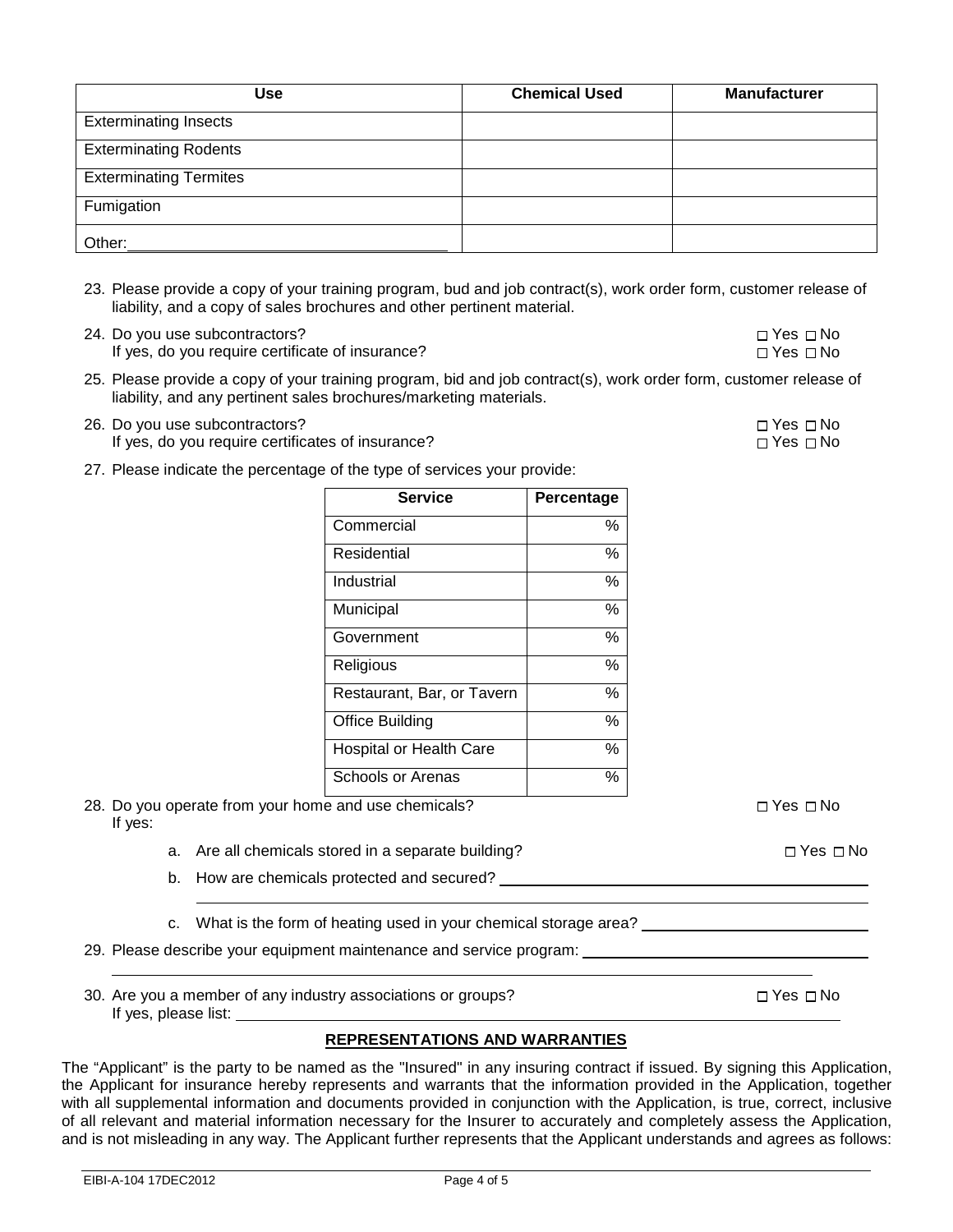| Use | Chemical Used | Manufacturer |
|---|---|---|
| Exterminating Insects | | |
| Exterminating Rodents | | |
| Exterminating Termites | | |
| Fumigation | | |
| Other:\_\_\_\_\_\_\_\_\_\_\_\_\_\_\_\_\_\_\_\_\_\_\_\_\_\_\_\_\_\_ | | |

23. Please provide a copy of your training program, bud and job contract(s), work order form, customer release of liability, and a copy of sales brochures and other pertinent material.

24. Do you use subcontractors? ☐ Yes ☐ No
    If yes, do you require certificate of insurance? ☐ Yes ☐ No

25. Please provide a copy of your training program, bid and job contract(s), work order form, customer release of liability, and any pertinent sales brochures/marketing materials.

26. Do you use subcontractors? ☐ Yes ☐ No
    If yes, do you require certificates of insurance? ☐ Yes ☐ No

27. Please indicate the percentage of the type of services your provide:

| Service | Percentage |
|---|---|
| Commercial | % |
| Residential | % |
| Industrial | % |
| Municipal | % |
| Government | % |
| Religious | % |
| Restaurant, Bar, or Tavern | % |
| Office Building | % |
| Hospital or Health Care | % |
| Schools or Arenas | % |

28. Do you operate from your home and use chemicals? ☐ Yes ☐ No
    If yes:
    a. Are all chemicals stored in a separate building? ☐ Yes ☐ No
    b. How are chemicals protected and secured? \_\_\_\_\_\_\_\_\_\_\_\_\_\_\_\_\_\_\_\_\_\_\_\_\_\_\_\_\_\_
    c. What is the form of heating used in your chemical storage area? \_\_\_\_\_\_\_\_\_\_\_\_\_\_\_\_\_\_\_\_

29. Please describe your equipment maintenance and service program: \_\_\_\_\_\_\_\_\_\_\_\_\_\_\_\_\_\_\_\_\_\_\_\_\_\_\_\_

30. Are you a member of any industry associations or groups? ☐ Yes ☐ No
    If yes, please list: \_\_\_\_\_\_\_\_\_\_\_\_\_\_\_\_\_\_\_\_\_\_\_\_\_\_\_\_\_\_\_\_\_\_\_\_\_\_\_\_

## REPRESENTATIONS AND WARRANTIES

The "Applicant" is the party to be named as the "Insured" in any insuring contract if issued. By signing this Application, the Applicant for insurance hereby represents and warrants that the information provided in the Application, together with all supplemental information and documents provided in conjunction with the Application, is true, correct, inclusive of all relevant and material information necessary for the Insurer to accurately and completely assess the Application, and is not misleading in any way. The Applicant further represents that the Applicant understands and agrees as follows:

EIBI-A-104 17DEC2012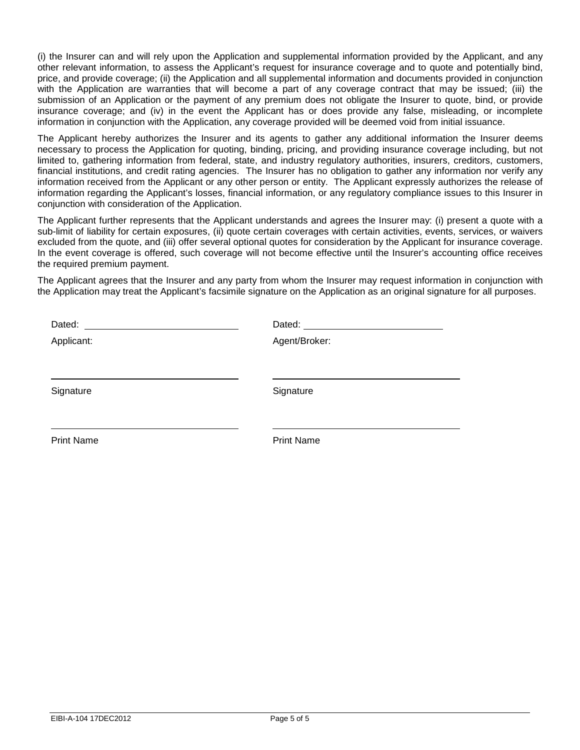(i) the Insurer can and will rely upon the Application and supplemental information provided by the Applicant, and any other relevant information, to assess the Applicant's request for insurance coverage and to quote and potentially bind, price, and provide coverage; (ii) the Application and all supplemental information and documents provided in conjunction with the Application are warranties that will become a part of any coverage contract that may be issued; (iii) the submission of an Application or the payment of any premium does not obligate the Insurer to quote, bind, or provide insurance coverage; and (iv) in the event the Applicant has or does provide any false, misleading, or incomplete information in conjunction with the Application, any coverage provided will be deemed void from initial issuance.

The Applicant hereby authorizes the Insurer and its agents to gather any additional information the Insurer deems necessary to process the Application for quoting, binding, pricing, and providing insurance coverage including, but not limited to, gathering information from federal, state, and industry regulatory authorities, insurers, creditors, customers, financial institutions, and credit rating agencies. The Insurer has no obligation to gather any information nor verify any information received from the Applicant or any other person or entity. The Applicant expressly authorizes the release of information regarding the Applicant's losses, financial information, or any regulatory compliance issues to this Insurer in conjunction with consideration of the Application.

The Applicant further represents that the Applicant understands and agrees the Insurer may: (i) present a quote with a sub-limit of liability for certain exposures, (ii) quote certain coverages with certain activities, events, services, or waivers excluded from the quote, and (iii) offer several optional quotes for consideration by the Applicant for insurance coverage. In the event coverage is offered, such coverage will not become effective until the Insurer's accounting office receives the required premium payment.

The Applicant agrees that the Insurer and any party from whom the Insurer may request information in conjunction with the Application may treat the Applicant's facsimile signature on the Application as an original signature for all purposes.

Dated: ______________________________

Applicant:

______________________________

Signature

______________________________

Print Name

Dated: ______________________________

Agent/Broker:

______________________________

Signature

______________________________

Print Name

EIBI-A-104 17DEC2012